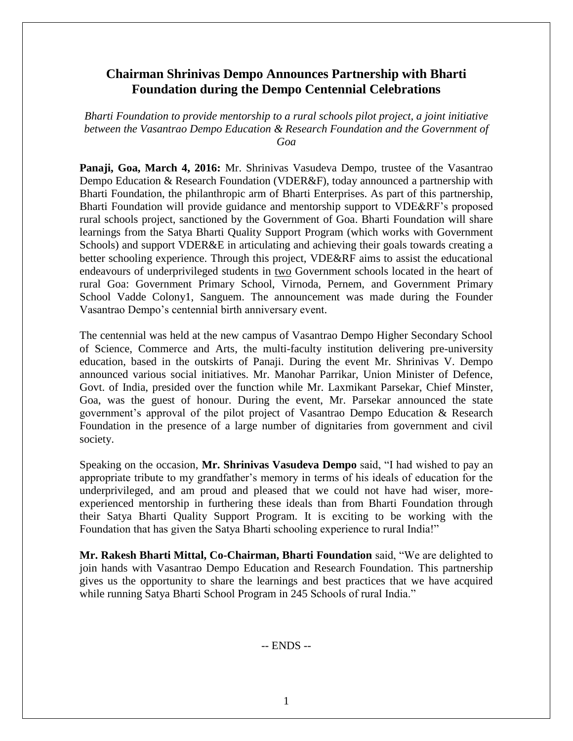# Chairman Shrinivas Dempo Announces Partnership with Bharti Foundation during the Dempo Centennial Celebrations

*Bharti Foundation to provide mentorship to a rural schools pilot project, a joint initiative between the Vasantrao Dempo Education & Research Foundation and the Government of Goa*

**Panaji, Goa, March 4, 2016:** Mr. Shrinivas Vasudeva Dempo, trustee of the Vasantrao Dempo Education & Research Foundation (VDER&F), today announced a partnership with Bharti Foundation, the philanthropic arm of Bharti Enterprises. As part of this partnership, Bharti Foundation will provide guidance and mentorship support to VDE&RF's proposed rural schools project, sanctioned by the Government of Goa. Bharti Foundation will share learnings from the Satya Bharti Quality Support Program (which works with Government Schools) and support VDER&E in articulating and achieving their goals towards creating a better schooling experience. Through this project, VDE&RF aims to assist the educational endeavours of underprivileged students in <u>two</u> Government schools located in the heart of rural Goa: Government Primary School, Virnoda, Pernem, and Government Primary School Vadde Colony1, Sanguem. The announcement was made during the Founder Vasantrao Dempo's centennial birth anniversary event.

The centennial was held at the new campus of Vasantrao Dempo Higher Secondary School of Science, Commerce and Arts, the multi-faculty institution delivering pre-university education, based in the outskirts of Panaji. During the event Mr. Shrinivas V. Dempo announced various social initiatives. Mr. Manohar Parrikar, Union Minister of Defence, Govt. of India, presided over the function while Mr. Laxmikant Parsekar, Chief Minster, Goa, was the guest of honour. During the event, Mr. Parsekar announced the state government's approval of the pilot project of Vasantrao Dempo Education & Research Foundation in the presence of a large number of dignitaries from government and civil society.

Speaking on the occasion, **Mr. Shrinivas Vasudeva Dempo** said, "I had wished to pay an appropriate tribute to my grandfather's memory in terms of his ideals of education for the underprivileged, and am proud and pleased that we could not have had wiser, more-experienced mentorship in furthering these ideals than from Bharti Foundation through their Satya Bharti Quality Support Program. It is exciting to be working with the Foundation that has given the Satya Bharti schooling experience to rural India!"

**Mr. Rakesh Bharti Mittal, Co-Chairman, Bharti Foundation** said, "We are delighted to join hands with Vasantrao Dempo Education and Research Foundation. This partnership gives us the opportunity to share the learnings and best practices that we have acquired while running Satya Bharti School Program in 245 Schools of rural India."

-- ENDS --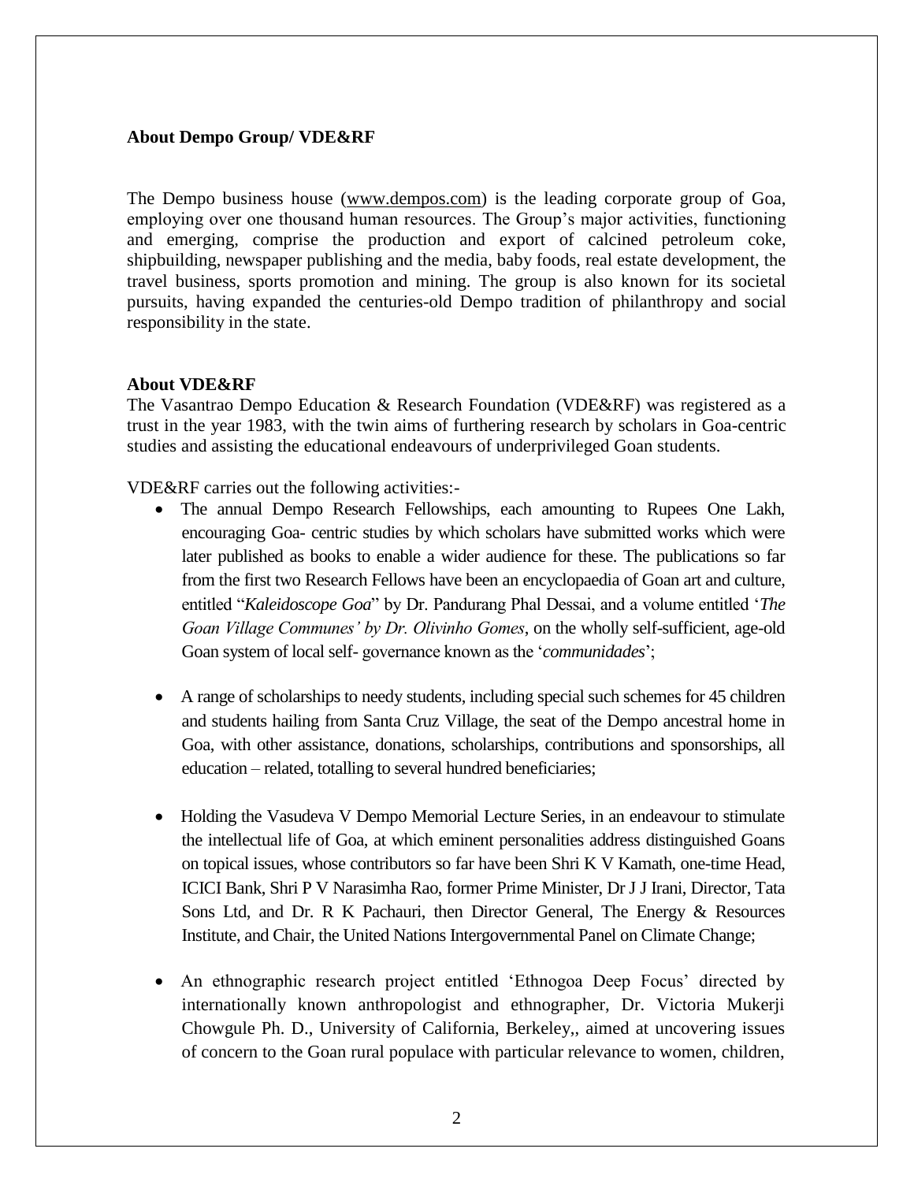**About Dempo Group/ VDE&RF**

The Dempo business house (www.dempos.com) is the leading corporate group of Goa, employing over one thousand human resources. The Group's major activities, functioning and emerging, comprise the production and export of calcined petroleum coke, shipbuilding, newspaper publishing and the media, baby foods, real estate development, the travel business, sports promotion and mining. The group is also known for its societal pursuits, having expanded the centuries-old Dempo tradition of philanthropy and social responsibility in the state.

**About VDE&RF**

The Vasantrao Dempo Education & Research Foundation (VDE&RF) was registered as a trust in the year 1983, with the twin aims of furthering research by scholars in Goa-centric studies and assisting the educational endeavours of underprivileged Goan students.

VDE&RF carries out the following activities:-

- The annual Dempo Research Fellowships, each amounting to Rupees One Lakh, encouraging Goa- centric studies by which scholars have submitted works which were later published as books to enable a wider audience for these. The publications so far from the first two Research Fellows have been an encyclopaedia of Goan art and culture, entitled "*Kaleidoscope Goa*" by Dr. Pandurang Phal Dessai, and a volume entitled '*The Goan Village Communes' by Dr. Olivinho Gomes*, on the wholly self-sufficient, age-old Goan system of local self- governance known as the '*communidades*';

- A range of scholarships to needy students, including special such schemes for 45 children and students hailing from Santa Cruz Village, the seat of the Dempo ancestral home in Goa, with other assistance, donations, scholarships, contributions and sponsorships, all education – related, totalling to several hundred beneficiaries;

- Holding the Vasudeva V Dempo Memorial Lecture Series, in an endeavour to stimulate the intellectual life of Goa, at which eminent personalities address distinguished Goans on topical issues, whose contributors so far have been Shri K V Kamath, one-time Head, ICICI Bank, Shri P V Narasimha Rao, former Prime Minister, Dr J J Irani, Director, Tata Sons Ltd, and Dr. R K Pachauri, then Director General, The Energy & Resources Institute, and Chair, the United Nations Intergovernmental Panel on Climate Change;

- An ethnographic research project entitled 'Ethnogoa Deep Focus' directed by internationally known anthropologist and ethnographer, Dr. Victoria Mukerji Chowgule Ph. D., University of California, Berkeley,, aimed at uncovering issues of concern to the Goan rural populace with particular relevance to women, children,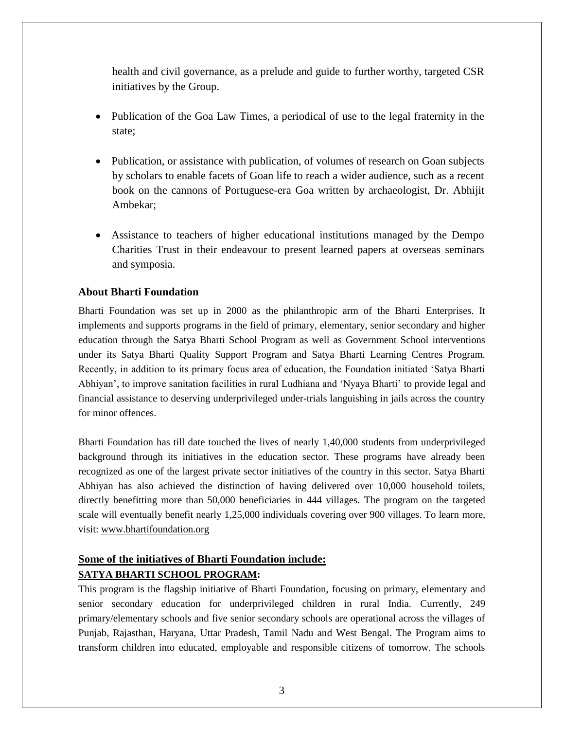health and civil governance, as a prelude and guide to further worthy, targeted CSR initiatives by the Group.

- Publication of the Goa Law Times, a periodical of use to the legal fraternity in the state;
- Publication, or assistance with publication, of volumes of research on Goan subjects by scholars to enable facets of Goan life to reach a wider audience, such as a recent book on the cannons of Portuguese-era Goa written by archaeologist, Dr. Abhijit Ambekar;
- Assistance to teachers of higher educational institutions managed by the Dempo Charities Trust in their endeavour to present learned papers at overseas seminars and symposia.

**About Bharti Foundation**

Bharti Foundation was set up in 2000 as the philanthropic arm of the Bharti Enterprises. It implements and supports programs in the field of primary, elementary, senior secondary and higher education through the Satya Bharti School Program as well as Government School interventions under its Satya Bharti Quality Support Program and Satya Bharti Learning Centres Program. Recently, in addition to its primary focus area of education, the Foundation initiated 'Satya Bharti Abhiyan', to improve sanitation facilities in rural Ludhiana and 'Nyaya Bharti' to provide legal and financial assistance to deserving underprivileged under-trials languishing in jails across the country for minor offences.

Bharti Foundation has till date touched the lives of nearly 1,40,000 students from underprivileged background through its initiatives in the education sector. These programs have already been recognized as one of the largest private sector initiatives of the country in this sector. Satya Bharti Abhiyan has also achieved the distinction of having delivered over 10,000 household toilets, directly benefitting more than 50,000 beneficiaries in 444 villages. The program on the targeted scale will eventually benefit nearly 1,25,000 individuals covering over 900 villages. To learn more, visit: www.bhartifoundation.org

**Some of the initiatives of Bharti Foundation include:**

**SATYA BHARTI SCHOOL PROGRAM:**

This program is the flagship initiative of Bharti Foundation, focusing on primary, elementary and senior secondary education for underprivileged children in rural India. Currently, 249 primary/elementary schools and five senior secondary schools are operational across the villages of Punjab, Rajasthan, Haryana, Uttar Pradesh, Tamil Nadu and West Bengal. The Program aims to transform children into educated, employable and responsible citizens of tomorrow. The schools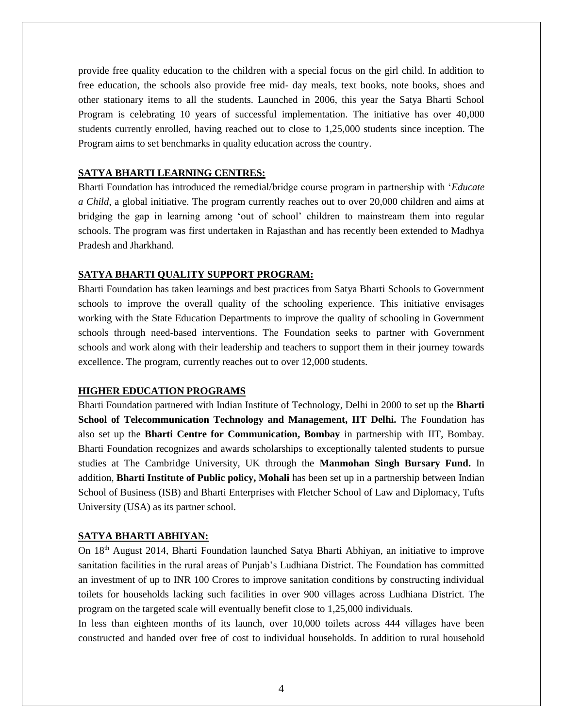provide free quality education to the children with a special focus on the girl child. In addition to free education, the schools also provide free mid- day meals, text books, note books, shoes and other stationary items to all the students. Launched in 2006, this year the Satya Bharti School Program is celebrating 10 years of successful implementation. The initiative has over 40,000 students currently enrolled, having reached out to close to 1,25,000 students since inception. The Program aims to set benchmarks in quality education across the country.

## SATYA BHARTI LEARNING CENTRES:

Bharti Foundation has introduced the remedial/bridge course program in partnership with '*Educate a Child*, a global initiative. The program currently reaches out to over 20,000 children and aims at bridging the gap in learning among 'out of school' children to mainstream them into regular schools. The program was first undertaken in Rajasthan and has recently been extended to Madhya Pradesh and Jharkhand.

## SATYA BHARTI QUALITY SUPPORT PROGRAM:

Bharti Foundation has taken learnings and best practices from Satya Bharti Schools to Government schools to improve the overall quality of the schooling experience. This initiative envisages working with the State Education Departments to improve the quality of schooling in Government schools through need-based interventions. The Foundation seeks to partner with Government schools and work along with their leadership and teachers to support them in their journey towards excellence. The program, currently reaches out to over 12,000 students.

## HIGHER EDUCATION PROGRAMS

Bharti Foundation partnered with Indian Institute of Technology, Delhi in 2000 to set up the **Bharti School of Telecommunication Technology and Management, IIT Delhi.** The Foundation has also set up the **Bharti Centre for Communication, Bombay** in partnership with IIT, Bombay. Bharti Foundation recognizes and awards scholarships to exceptionally talented students to pursue studies at The Cambridge University, UK through the **Manmohan Singh Bursary Fund.** In addition, **Bharti Institute of Public policy, Mohali** has been set up in a partnership between Indian School of Business (ISB) and Bharti Enterprises with Fletcher School of Law and Diplomacy, Tufts University (USA) as its partner school.

## SATYA BHARTI ABHIYAN:

On 18th August 2014, Bharti Foundation launched Satya Bharti Abhiyan, an initiative to improve sanitation facilities in the rural areas of Punjab's Ludhiana District. The Foundation has committed an investment of up to INR 100 Crores to improve sanitation conditions by constructing individual toilets for households lacking such facilities in over 900 villages across Ludhiana District. The program on the targeted scale will eventually benefit close to 1,25,000 individuals.

In less than eighteen months of its launch, over 10,000 toilets across 444 villages have been constructed and handed over free of cost to individual households. In addition to rural household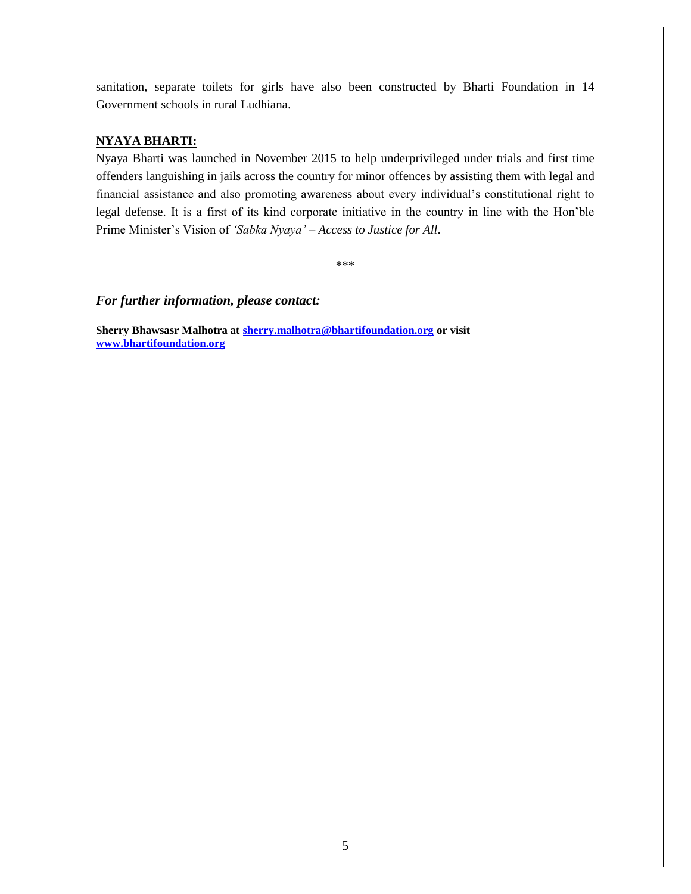sanitation, separate toilets for girls have also been constructed by Bharti Foundation in 14 Government schools in rural Ludhiana.

**NYAYA BHARTI:**

Nyaya Bharti was launched in November 2015 to help underprivileged under trials and first time offenders languishing in jails across the country for minor offences by assisting them with legal and financial assistance and also promoting awareness about every individual's constitutional right to legal defense. It is a first of its kind corporate initiative in the country in line with the Hon'ble Prime Minister's Vision of *'Sabka Nyaya' – Access to Justice for All*.

***

***For further information, please contact:***

**Sherry Bhawsasr Malhotra at [sherry.malhotra@bhartifoundation.org](mailto:sherry.malhotra@bhartifoundation.org) or visit [www.bhartifoundation.org](http://www.bhartifoundation.org)**